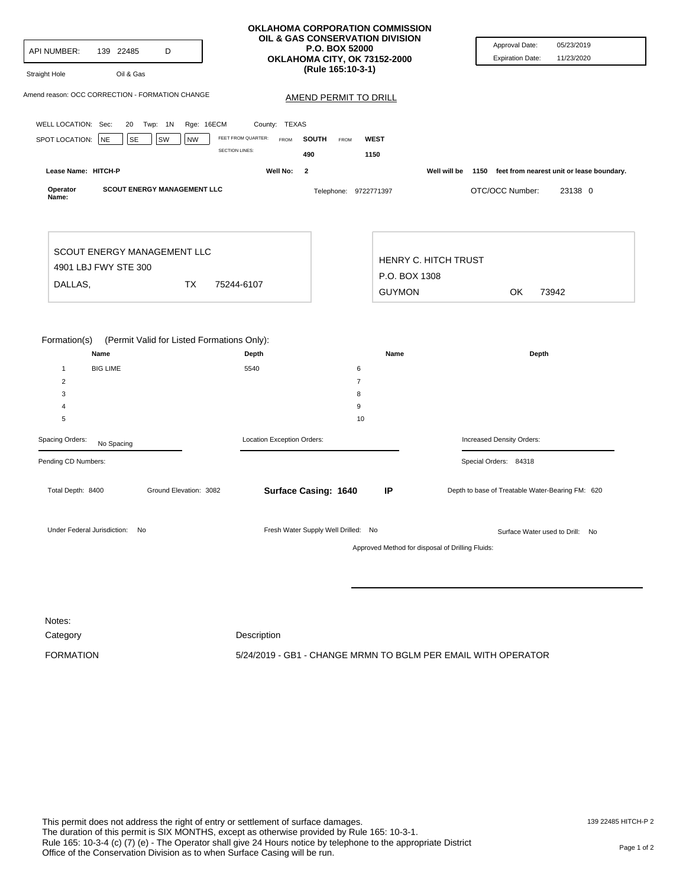| API NUMBER: | 139 22485 | D |
|---|---|---|

Straight Hole Oil & Gas

# OKLAHOMA CORPORATION COMMISSION
## OIL & GAS CONSERVATION DIVISION
P.O. BOX 52000
OKLAHOMA CITY, OK 73152-2000
(Rule 165:10-3-1)

| Approval Date: | 05/23/2019 |
|---|---|
| Expiration Date: | 11/23/2020 |

Amend reason: OCC CORRECTION - FORMATION CHANGE

## AMEND PERMIT TO DRILL

WELL LOCATION: Sec: 20 Twp: 1N Rge: 16ECM County: TEXAS

SPOT LOCATION: NE SE SW NW FEET FROM QUARTER: FROM SOUTH FROM WEST

SECTION LINES: 490 1150

Lease Name: HITCH-P Well No: 2 Well will be 1150 feet from nearest unit or lease boundary.

Operator Name: SCOUT ENERGY MANAGEMENT LLC Telephone: 9722771397 OTC/OCC Number: 23138 0

SCOUT ENERGY MANAGEMENT LLC
4901 LBJ FWY STE 300
DALLAS, TX 75244-6107

HENRY C. HITCH TRUST
P.O. BOX 1308
GUYMON OK 73942

Formation(s) (Permit Valid for Listed Formations Only):

| | Name | Depth | | Name | Depth |
|---|---|---|---|---|---|
| 1 | BIG LIME | 5540 | 6 | | |
| 2 | | | 7 | | |
| 3 | | | 8 | | |
| 4 | | | 9 | | |
| 5 | | | 10 | | |

Spacing Orders: No Spacing

Location Exception Orders:

Increased Density Orders:

Pending CD Numbers:

Special Orders: 84318

Total Depth: 8400 Ground Elevation: 3082 **Surface Casing: 1640** **IP** Depth to base of Treatable Water-Bearing FM: 620

Under Federal Jurisdiction: No Fresh Water Supply Well Drilled: No Surface Water used to Drill: No

Approved Method for disposal of Drilling Fluids:

Notes:

| Category | Description |
|---|---|
| FORMATION | 5/24/2019 - GB1 - CHANGE MRMN TO BGLM PER EMAIL WITH OPERATOR |

This permit does not address the right of entry or settlement of surface damages.
The duration of this permit is SIX MONTHS, except as otherwise provided by Rule 165: 10-3-1.
Rule 165: 10-3-4 (c) (7) (e) - The Operator shall give 24 Hours notice by telephone to the appropriate District Office of the Conservation Division as to when Surface Casing will be run.

139 22485 HITCH-P 2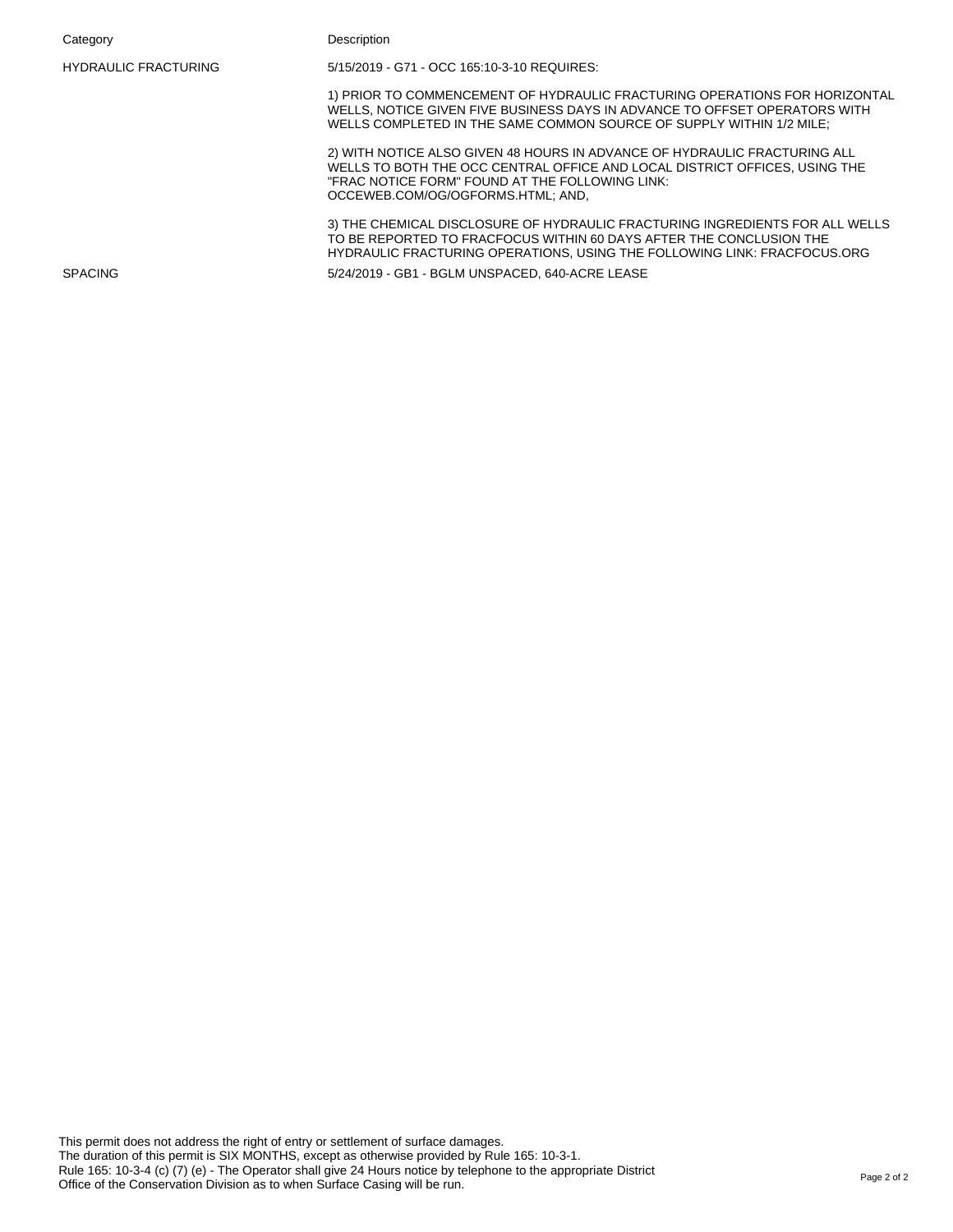| Category | Description |
|---|---|
| HYDRAULIC FRACTURING | 5/15/2019 - G71 - OCC 165:10-3-10 REQUIRES:<br><br>1) PRIOR TO COMMENCEMENT OF HYDRAULIC FRACTURING OPERATIONS FOR HORIZONTAL WELLS, NOTICE GIVEN FIVE BUSINESS DAYS IN ADVANCE TO OFFSET OPERATORS WITH WELLS COMPLETED IN THE SAME COMMON SOURCE OF SUPPLY WITHIN 1/2 MILE;<br><br>2) WITH NOTICE ALSO GIVEN 48 HOURS IN ADVANCE OF HYDRAULIC FRACTURING ALL WELLS TO BOTH THE OCC CENTRAL OFFICE AND LOCAL DISTRICT OFFICES, USING THE "FRAC NOTICE FORM" FOUND AT THE FOLLOWING LINK: OCCEWEB.COM/OG/OGFORMS.HTML; AND,<br><br>3) THE CHEMICAL DISCLOSURE OF HYDRAULIC FRACTURING INGREDIENTS FOR ALL WELLS TO BE REPORTED TO FRACFOCUS WITHIN 60 DAYS AFTER THE CONCLUSION THE HYDRAULIC FRACTURING OPERATIONS, USING THE FOLLOWING LINK: FRACFOCUS.ORG |
| SPACING | 5/24/2019 - GB1 - BGLM UNSPACED, 640-ACRE LEASE |

This permit does not address the right of entry or settlement of surface damages.
The duration of this permit is SIX MONTHS, except as otherwise provided by Rule 165: 10-3-1.
Rule 165: 10-3-4 (c) (7) (e) - The Operator shall give 24 Hours notice by telephone to the appropriate District Office of the Conservation Division as to when Surface Casing will be run.